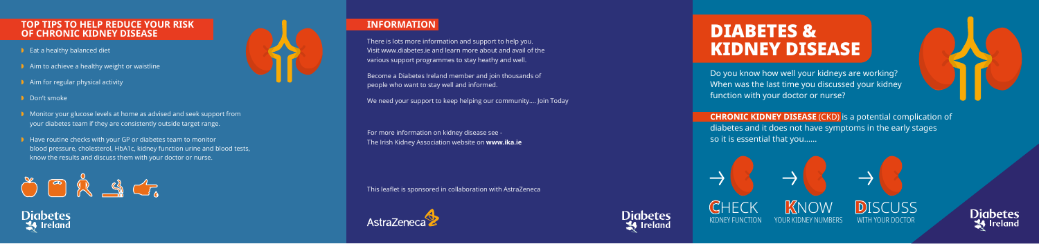## TOP TIPS TO HELP REDUCE YOUR RISK OF CHRONIC KIDNEY DISEASE

- Eat a healthy balanced diet
- Aim to achieve a healthy weight or waistline
- Aim for regular physical activity
- Don't smoke
- Monitor your glucose levels at home as advised and seek support from your diabetes team if they are consistently outside target range.
- Have routine checks with your GP or diabetes team to monitor blood pressure, cholesterol, HbA1c, kidney function urine and blood tests, know the results and discuss them with your doctor or nurse.

Diabetes Ireland

## INFORMATION

There is lots more information and support to help you. Visit www.diabetes.ie and learn more about and avail of the various support programmes to stay heathy and well.

Become a Diabetes Ireland member and join thousands of people who want to stay well and informed.

We need your support to keep helping our community.... Join Today

For more information on kidney disease see - The Irish Kidney Association website on **www.ika.ie**

This leaflet is sponsored in collaboration with AstraZeneca

AstraZeneca

Diabetes Ireland

# DIABETES & KIDNEY DISEASE

Do you know how well your kidneys are working? When was the last time you discussed your kidney function with your doctor or nurse?

**CHRONIC KIDNEY DISEASE** (CKD) is a potential complication of diabetes and it does not have symptoms in the early stages so it is essential that you......

→ **C**HECK KIDNEY FUNCTION

→ **K**NOW YOUR KIDNEY NUMBERS

→ **D**ISCUSS WITH YOUR DOCTOR

Diabetes Ireland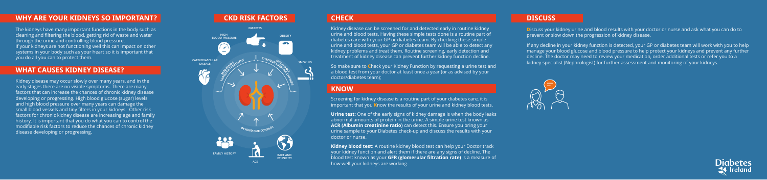## WHY ARE YOUR KIDNEYS SO IMPORTANT?

The kidneys have many important functions in the body such as cleaning and filtering the blood, getting rid of waste and water through the urine and controlling blood pressure. If your kidneys are not functioning well this can impact on other systems in your body such as your heart so it is important that you do all you can to protect them.

## WHAT CAUSES KIDNEY DISEASE?

Kidney disease may occur slowly over many years, and in the early stages there are no visible symptoms. There are many factors that can increase the chances of chronic kidney disease developing or progressing. High blood glucose (sugar) levels and high blood pressure over many years can damage the small blood vessels and tiny filters in your kidneys. Other risk factors for chronic kidney disease are increasing age and family history. It is important that you do what you can to control the modifiable risk factors to reduce the chances of chronic kidney disease developing or progressing.

## CKD RISK FACTORS

DIABETES

HIGH BLOOD PRESSURE

OBESITY

CARDIOVASCULAR DISEASE

SMOKING

MODIFIABLE THROUGH TREATMENT

MODIFIABLE THROUGH LIFESTYLE CHANGES

BEYOND OUR CONTROL

FAMILY HISTORY

AGE

RACE AND ETHNICITY

## CHECK

Kidney disease can be screened for and detected early in routine kidney urine and blood tests. Having these simple tests done is a routine part of diabetes care with your GP or diabetes team. By checking these simple urine and blood tests, your GP or diabetes team will be able to detect any kidney problems and treat them. Routine screening, early detection and treatment of kidney disease can prevent further kidney function decline.

So make sure to **C**heck your Kidney Function by requesting a urine test and a blood test from your doctor at least once a year (or as advised by your doctor/diabetes team);

## KNOW

Screening for kidney disease is a routine part of your diabetes care, it is important that you **K**now the results of your urine and kidney blood tests.

**Urine test:** One of the early signs of kidney damage is when the body leaks abnormal amounts of protein in the urine. A simple urine test known as **ACR (Albumin creatinine ratio)** can detect this. Ensure you bring your urine sample to your Diabetes check-up and discuss the results with your doctor or nurse.

**Kidney blood test:** A routine kidney blood test can help your Doctor track your kidney function and alert them if there are any signs of decline. The blood test known as your **GFR (glomerular filtration rate)** is a measure of how well your kidneys are working.

## DISCUSS

**D**iscuss your kidney urine and blood results with your doctor or nurse and ask what you can do to prevent or slow down the progression of kidney disease.

If any decline in your kidney function is detected, your GP or diabetes team will work with you to help manage your blood glucose and blood pressure to help protect your kidneys and prevent any further decline. The doctor may need to review your medication, order additional tests or refer you to a kidney specialist (Nephrologist) for further assessment and monitoring of your kidneys.

Diabetes Ireland